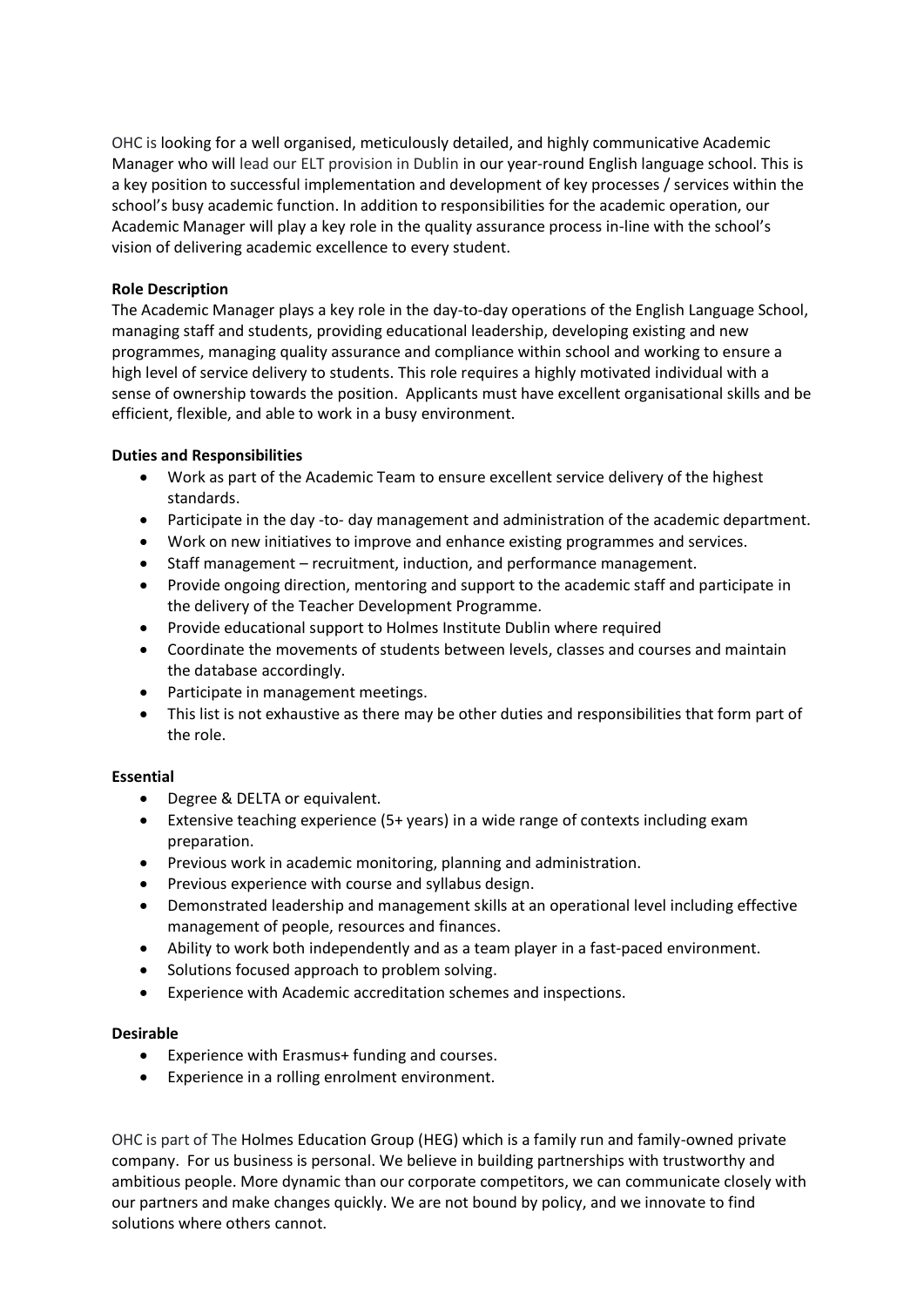OHC is looking for a well organised, meticulously detailed, and highly communicative Academic Manager who will lead our ELT provision in Dublin in our year-round English language school. This is a key position to successful implementation and development of key processes / services within the school's busy academic function. In addition to responsibilities for the academic operation, our Academic Manager will play a key role in the quality assurance process in-line with the school's vision of delivering academic excellence to every student.

**Role Description**

The Academic Manager plays a key role in the day-to-day operations of the English Language School, managing staff and students, providing educational leadership, developing existing and new programmes, managing quality assurance and compliance within school and working to ensure a high level of service delivery to students. This role requires a highly motivated individual with a sense of ownership towards the position. Applicants must have excellent organisational skills and be efficient, flexible, and able to work in a busy environment.

**Duties and Responsibilities**

- Work as part of the Academic Team to ensure excellent service delivery of the highest standards.
- Participate in the day -to- day management and administration of the academic department.
- Work on new initiatives to improve and enhance existing programmes and services.
- Staff management – recruitment, induction, and performance management.
- Provide ongoing direction, mentoring and support to the academic staff and participate in the delivery of the Teacher Development Programme.
- Provide educational support to Holmes Institute Dublin where required
- Coordinate the movements of students between levels, classes and courses and maintain the database accordingly.
- Participate in management meetings.
- This list is not exhaustive as there may be other duties and responsibilities that form part of the role.

**Essential**

- Degree & DELTA or equivalent.
- Extensive teaching experience (5+ years) in a wide range of contexts including exam preparation.
- Previous work in academic monitoring, planning and administration.
- Previous experience with course and syllabus design.
- Demonstrated leadership and management skills at an operational level including effective management of people, resources and finances.
- Ability to work both independently and as a team player in a fast-paced environment.
- Solutions focused approach to problem solving.
- Experience with Academic accreditation schemes and inspections.

**Desirable**

- Experience with Erasmus+ funding and courses.
- Experience in a rolling enrolment environment.

OHC is part of The Holmes Education Group (HEG) which is a family run and family-owned private company. For us business is personal. We believe in building partnerships with trustworthy and ambitious people. More dynamic than our corporate competitors, we can communicate closely with our partners and make changes quickly. We are not bound by policy, and we innovate to find solutions where others cannot.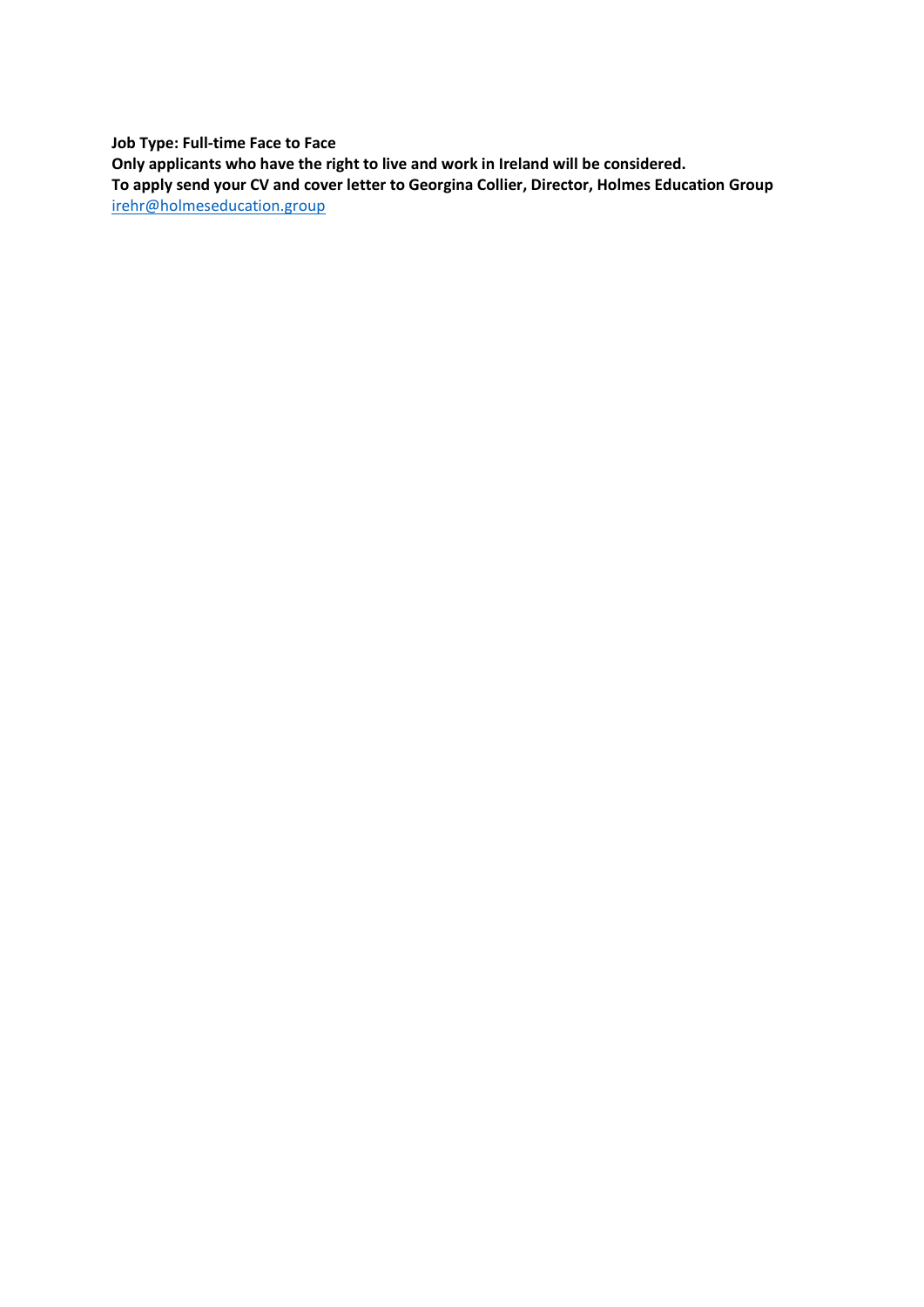**Job Type: Full-time Face to Face**

**Only applicants who have the right to live and work in Ireland will be considered.**

**To apply send your CV and cover letter to Georgina Collier, Director, Holmes Education Group**

irehr@holmeseducation.group